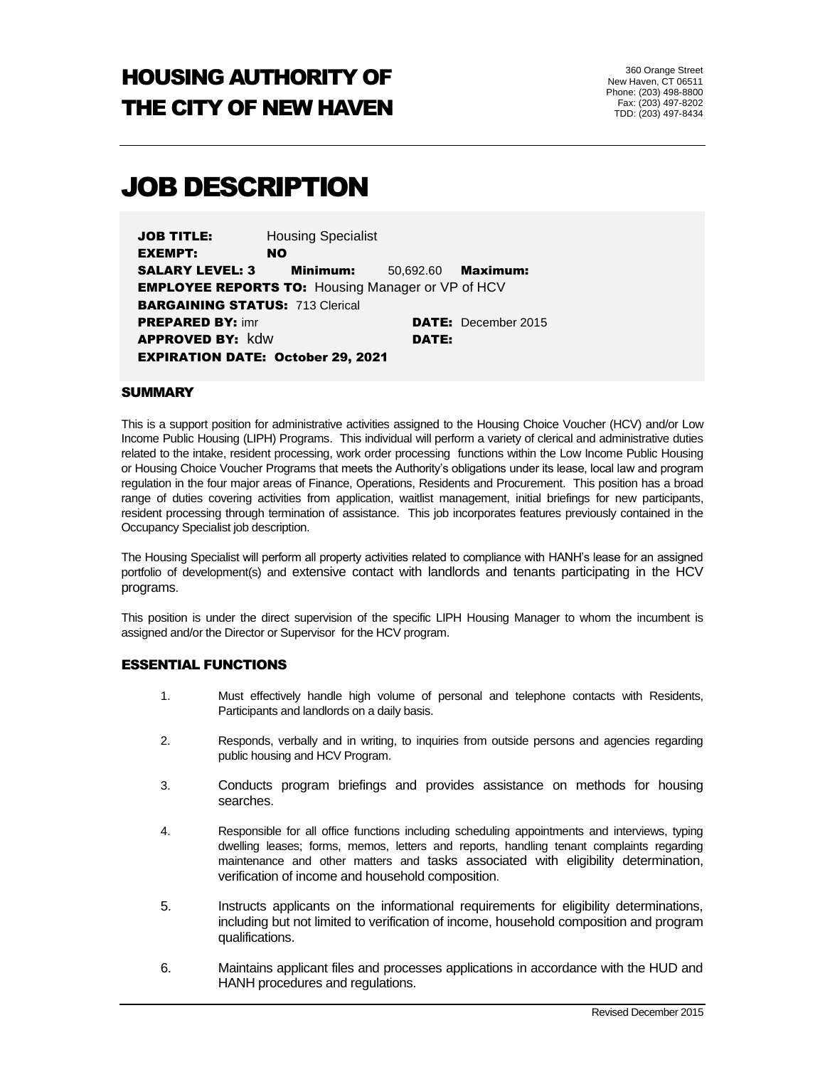# HOUSING AUTHORITY OF THE CITY OF NEW HAVEN

360 Orange Street
New Haven, CT 06511
Phone: (203) 498-8800
Fax: (203) 497-8202
TDD: (203) 497-8434

# JOB DESCRIPTION

**JOB TITLE:** Housing Specialist
**EXEMPT:** **NO**
**SALARY LEVEL: 3** **Minimum:** 50,692.60 **Maximum:**
**EMPLOYEE REPORTS TO:** Housing Manager or VP of HCV
**BARGAINING STATUS:** 713 Clerical
**PREPARED BY:** imr **DATE:** December 2015
**APPROVED BY:** kdw **DATE:**
**EXPIRATION DATE: October 29, 2021**

## SUMMARY

This is a support position for administrative activities assigned to the Housing Choice Voucher (HCV) and/or Low Income Public Housing (LIPH) Programs. This individual will perform a variety of clerical and administrative duties related to the intake, resident processing, work order processing functions within the Low Income Public Housing or Housing Choice Voucher Programs that meets the Authority's obligations under its lease, local law and program regulation in the four major areas of Finance, Operations, Residents and Procurement. This position has a broad range of duties covering activities from application, waitlist management, initial briefings for new participants, resident processing through termination of assistance. This job incorporates features previously contained in the Occupancy Specialist job description.

The Housing Specialist will perform all property activities related to compliance with HANH's lease for an assigned portfolio of development(s) and extensive contact with landlords and tenants participating in the HCV programs.

This position is under the direct supervision of the specific LIPH Housing Manager to whom the incumbent is assigned and/or the Director or Supervisor for the HCV program.

## ESSENTIAL FUNCTIONS

1. Must effectively handle high volume of personal and telephone contacts with Residents, Participants and landlords on a daily basis.

2. Responds, verbally and in writing, to inquiries from outside persons and agencies regarding public housing and HCV Program.

3. Conducts program briefings and provides assistance on methods for housing searches.

4. Responsible for all office functions including scheduling appointments and interviews, typing dwelling leases; forms, memos, letters and reports, handling tenant complaints regarding maintenance and other matters and tasks associated with eligibility determination, verification of income and household composition.

5. Instructs applicants on the informational requirements for eligibility determinations, including but not limited to verification of income, household composition and program qualifications.

6. Maintains applicant files and processes applications in accordance with the HUD and HANH procedures and regulations.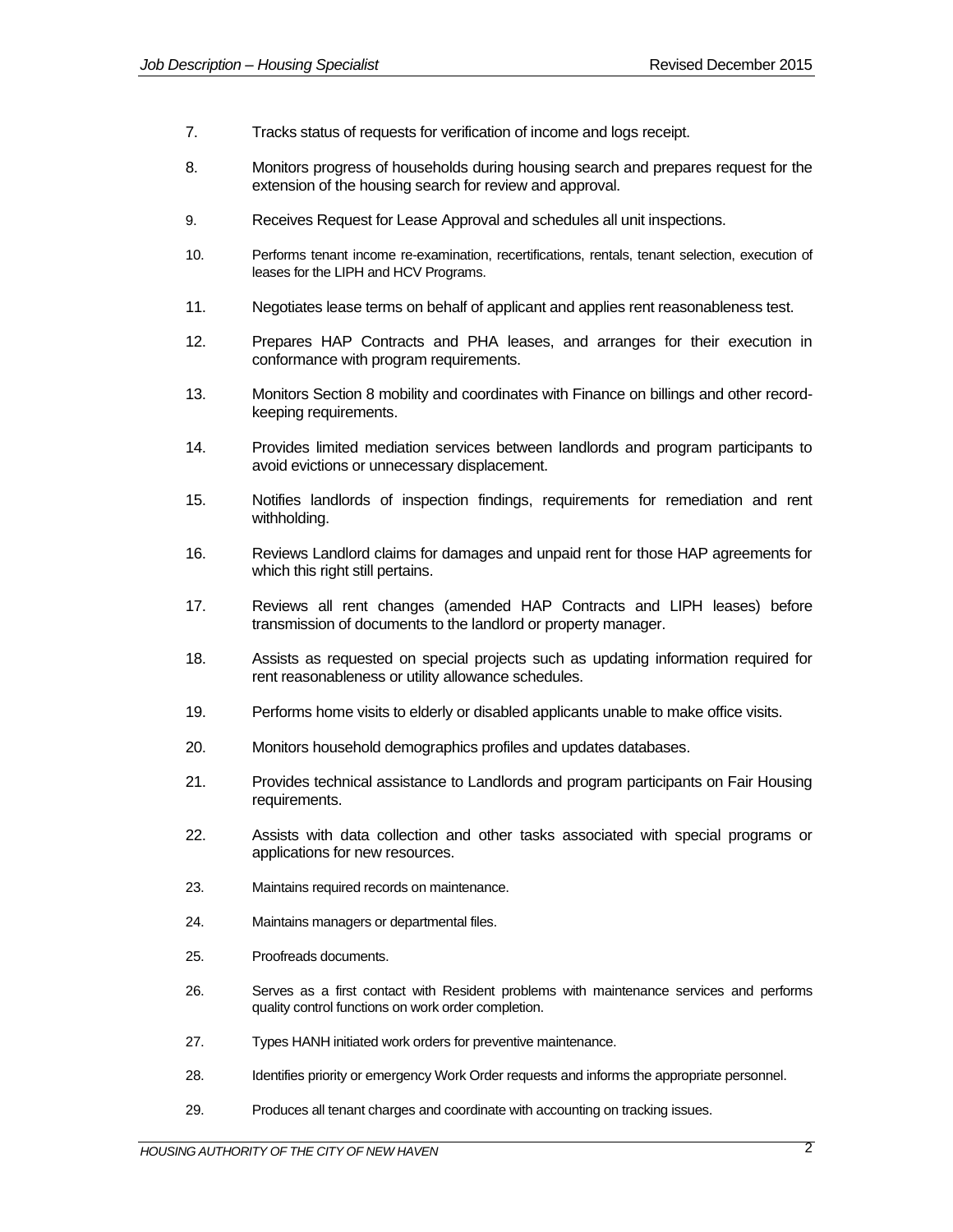7. Tracks status of requests for verification of income and logs receipt.

8. Monitors progress of households during housing search and prepares request for the extension of the housing search for review and approval.

9. Receives Request for Lease Approval and schedules all unit inspections.

10. Performs tenant income re-examination, recertifications, rentals, tenant selection, execution of leases for the LIPH and HCV Programs.

11. Negotiates lease terms on behalf of applicant and applies rent reasonableness test.

12. Prepares HAP Contracts and PHA leases, and arranges for their execution in conformance with program requirements.

13. Monitors Section 8 mobility and coordinates with Finance on billings and other record-keeping requirements.

14. Provides limited mediation services between landlords and program participants to avoid evictions or unnecessary displacement.

15. Notifies landlords of inspection findings, requirements for remediation and rent withholding.

16. Reviews Landlord claims for damages and unpaid rent for those HAP agreements for which this right still pertains.

17. Reviews all rent changes (amended HAP Contracts and LIPH leases) before transmission of documents to the landlord or property manager.

18. Assists as requested on special projects such as updating information required for rent reasonableness or utility allowance schedules.

19. Performs home visits to elderly or disabled applicants unable to make office visits.

20. Monitors household demographics profiles and updates databases.

21. Provides technical assistance to Landlords and program participants on Fair Housing requirements.

22. Assists with data collection and other tasks associated with special programs or applications for new resources.

23. Maintains required records on maintenance.

24. Maintains managers or departmental files.

25. Proofreads documents.

26. Serves as a first contact with Resident problems with maintenance services and performs quality control functions on work order completion.

27. Types HANH initiated work orders for preventive maintenance.

28. Identifies priority or emergency Work Order requests and informs the appropriate personnel.

29. Produces all tenant charges and coordinate with accounting on tracking issues.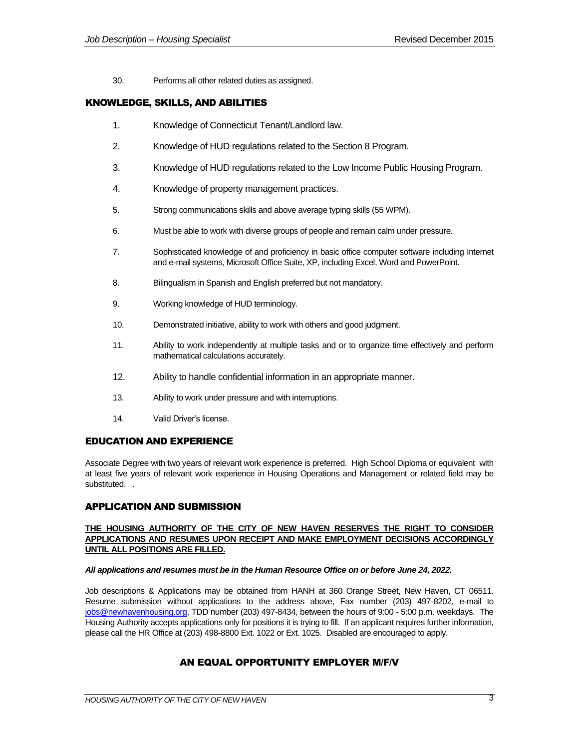30. Performs all other related duties as assigned.

## KNOWLEDGE, SKILLS, AND ABILITIES

1. Knowledge of Connecticut Tenant/Landlord law.
2. Knowledge of HUD regulations related to the Section 8 Program.
3. Knowledge of HUD regulations related to the Low Income Public Housing Program.
4. Knowledge of property management practices.
5. Strong communications skills and above average typing skills (55 WPM).
6. Must be able to work with diverse groups of people and remain calm under pressure.
7. Sophisticated knowledge of and proficiency in basic office computer software including Internet and e-mail systems, Microsoft Office Suite, XP, including Excel, Word and PowerPoint.
8. Bilingualism in Spanish and English preferred but not mandatory.
9. Working knowledge of HUD terminology.
10. Demonstrated initiative, ability to work with others and good judgment.
11. Ability to work independently at multiple tasks and or to organize time effectively and perform mathematical calculations accurately.
12. Ability to handle confidential information in an appropriate manner.
13. Ability to work under pressure and with interruptions.
14. Valid Driver's license.

## EDUCATION AND EXPERIENCE

Associate Degree with two years of relevant work experience is preferred. High School Diploma or equivalent with at least five years of relevant work experience in Housing Operations and Management or related field may be substituted. .

## APPLICATION AND SUBMISSION

**THE HOUSING AUTHORITY OF THE CITY OF NEW HAVEN RESERVES THE RIGHT TO CONSIDER APPLICATIONS AND RESUMES UPON RECEIPT AND MAKE EMPLOYMENT DECISIONS ACCORDINGLY UNTIL ALL POSITIONS ARE FILLED.**

***All applications and resumes must be in the Human Resource Office on or before June 24, 2022.***

Job descriptions & Applications may be obtained from HANH at 360 Orange Street, New Haven, CT 06511. Resume submission without applications to the address above, Fax number (203) 497-8202, e-mail to jobs@newhavenhousing.org, TDD number (203) 497-8434, between the hours of 9:00 - 5:00 p.m. weekdays. The Housing Authority accepts applications only for positions it is trying to fill. If an applicant requires further information, please call the HR Office at (203) 498-8800 Ext. 1022 or Ext. 1025. Disabled are encouraged to apply.

**AN EQUAL OPPORTUNITY EMPLOYER M/F/V**